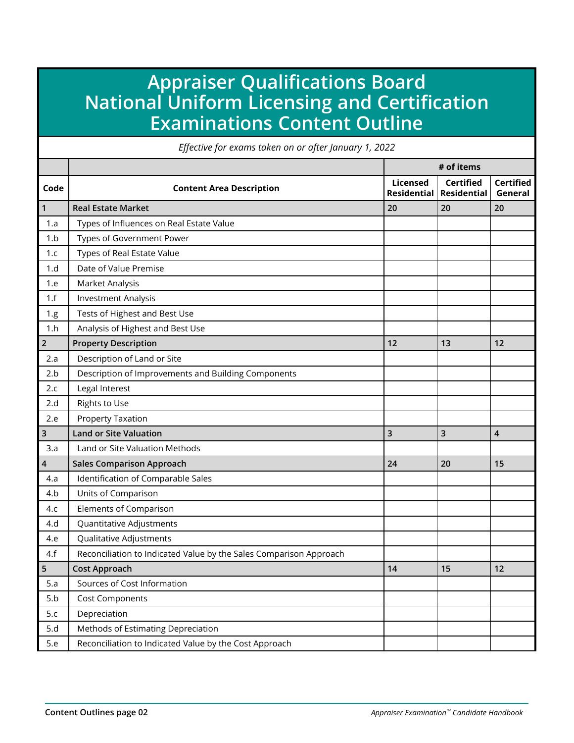# Appraiser Qualifications Board National Uniform Licensing and Certification Examinations Content Outline

*Effective for exams taken on or after January 1, 2022*

| | | # of items | | |
|---|---|---|---|---|
| **Code** | **Content Area Description** | **Licensed Residential** | **Certified Residential** | **Certified General** |
| **1** | **Real Estate Market** | **20** | **20** | **20** |
| 1.a | Types of Influences on Real Estate Value | | | |
| 1.b | Types of Government Power | | | |
| 1.c | Types of Real Estate Value | | | |
| 1.d | Date of Value Premise | | | |
| 1.e | Market Analysis | | | |
| 1.f | Investment Analysis | | | |
| 1.g | Tests of Highest and Best Use | | | |
| 1.h | Analysis of Highest and Best Use | | | |
| **2** | **Property Description** | **12** | **13** | **12** |
| 2.a | Description of Land or Site | | | |
| 2.b | Description of Improvements and Building Components | | | |
| 2.c | Legal Interest | | | |
| 2.d | Rights to Use | | | |
| 2.e | Property Taxation | | | |
| **3** | **Land or Site Valuation** | **3** | **3** | **4** |
| 3.a | Land or Site Valuation Methods | | | |
| **4** | **Sales Comparison Approach** | **24** | **20** | **15** |
| 4.a | Identification of Comparable Sales | | | |
| 4.b | Units of Comparison | | | |
| 4.c | Elements of Comparison | | | |
| 4.d | Quantitative Adjustments | | | |
| 4.e | Qualitative Adjustments | | | |
| 4.f | Reconciliation to Indicated Value by the Sales Comparison Approach | | | |
| **5** | **Cost Approach** | **14** | **15** | **12** |
| 5.a | Sources of Cost Information | | | |
| 5.b | Cost Components | | | |
| 5.c | Depreciation | | | |
| 5.d | Methods of Estimating Depreciation | | | |
| 5.e | Reconciliation to Indicated Value by the Cost Approach | | | |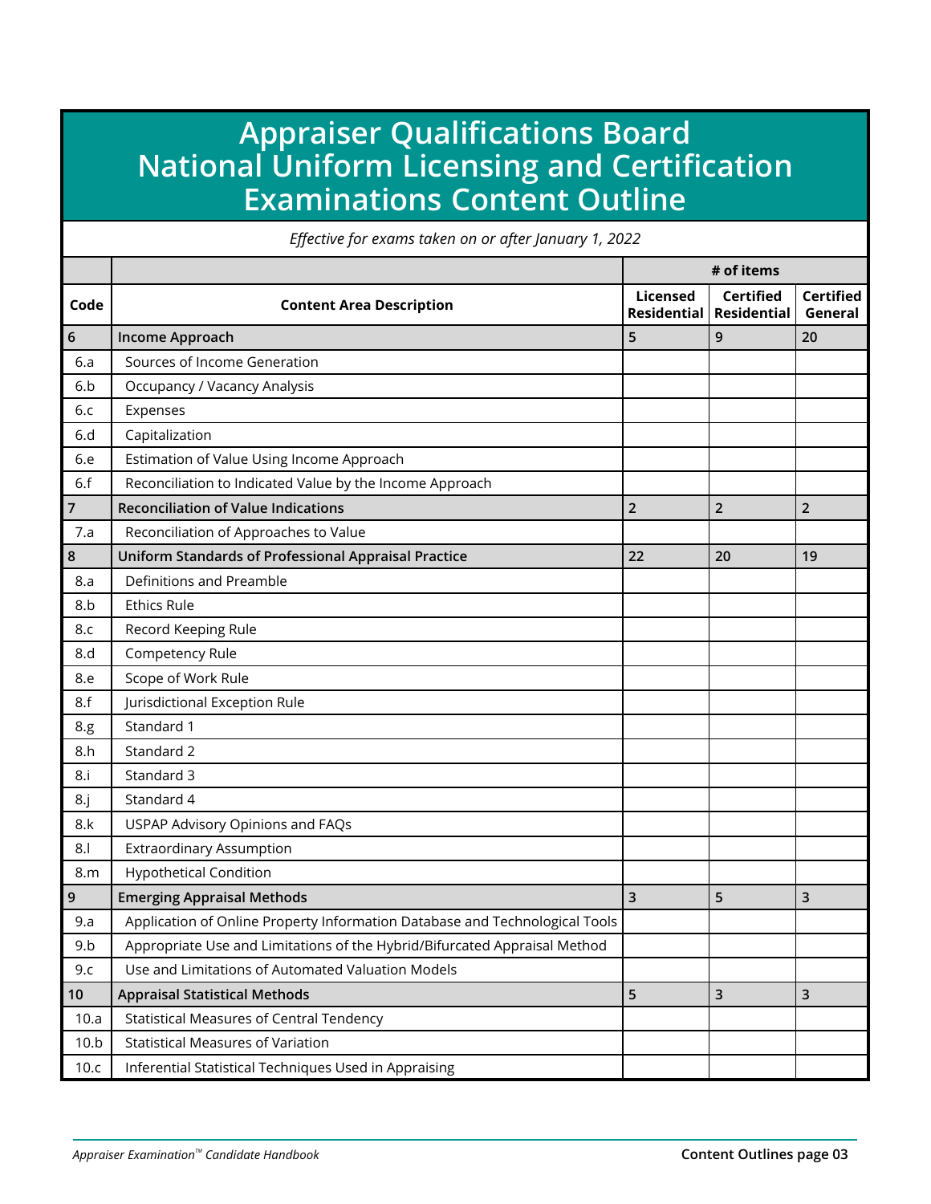# Appraiser Qualifications Board National Uniform Licensing and Certification Examinations Content Outline

*Effective for exams taken on or after January 1, 2022*

| | | # of items | | |
|---|---|---|---|---|
| **Code** | **Content Area Description** | **Licensed Residential** | **Certified Residential** | **Certified General** |
| **6** | **Income Approach** | **5** | **9** | **20** |
| 6.a | Sources of Income Generation | | | |
| 6.b | Occupancy / Vacancy Analysis | | | |
| 6.c | Expenses | | | |
| 6.d | Capitalization | | | |
| 6.e | Estimation of Value Using Income Approach | | | |
| 6.f | Reconciliation to Indicated Value by the Income Approach | | | |
| **7** | **Reconciliation of Value Indications** | **2** | **2** | **2** |
| 7.a | Reconciliation of Approaches to Value | | | |
| **8** | **Uniform Standards of Professional Appraisal Practice** | **22** | **20** | **19** |
| 8.a | Definitions and Preamble | | | |
| 8.b | Ethics Rule | | | |
| 8.c | Record Keeping Rule | | | |
| 8.d | Competency Rule | | | |
| 8.e | Scope of Work Rule | | | |
| 8.f | Jurisdictional Exception Rule | | | |
| 8.g | Standard 1 | | | |
| 8.h | Standard 2 | | | |
| 8.i | Standard 3 | | | |
| 8.j | Standard 4 | | | |
| 8.k | USPAP Advisory Opinions and FAQs | | | |
| 8.l | Extraordinary Assumption | | | |
| 8.m | Hypothetical Condition | | | |
| **9** | **Emerging Appraisal Methods** | **3** | **5** | **3** |
| 9.a | Application of Online Property Information Database and Technological Tools | | | |
| 9.b | Appropriate Use and Limitations of the Hybrid/Bifurcated Appraisal Method | | | |
| 9.c | Use and Limitations of Automated Valuation Models | | | |
| **10** | **Appraisal Statistical Methods** | **5** | **3** | **3** |
| 10.a | Statistical Measures of Central Tendency | | | |
| 10.b | Statistical Measures of Variation | | | |
| 10.c | Inferential Statistical Techniques Used in Appraising | | | |